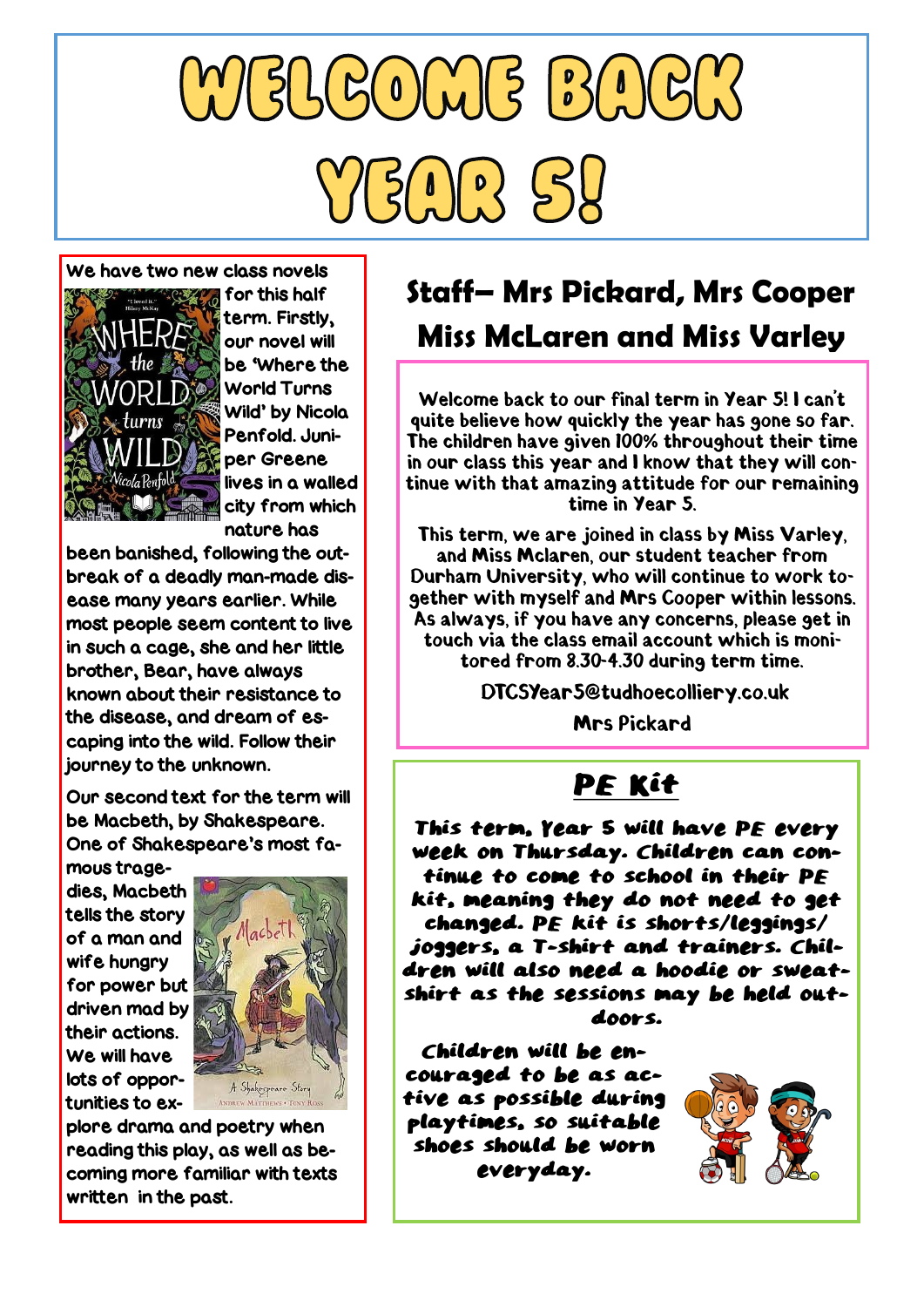# WELCOME BACK YEAR 5!

We have two new class novels for this half term. Firstly, our novel will be 'Where the World Turns Wild' by Nicola Penfold. Juniper Greene lives in a walled city from which nature has been banished, following the outbreak of a deadly man-made disease many years earlier. While most people seem content to live in such a cage, she and her little brother, Bear, have always known about their resistance to the disease, and dream of escaping into the wild. Follow their journey to the unknown.

Our second text for the term will be Macbeth, by Shakespeare. One of Shakespeare's most famous tragedies, Macbeth tells the story of a man and wife hungry for power but driven mad by their actions. We will have lots of opportunities to explore drama and poetry when reading this play, as well as becoming more familiar with texts written in the past.

## Staff– Mrs Pickard, Mrs Cooper Miss McLaren and Miss Varley

Welcome back to our final term in Year 5! I can't quite believe how quickly the year has gone so far. The children have given 100% throughout their time in our class this year and I know that they will continue with that amazing attitude for our remaining time in Year 5.

This term, we are joined in class by Miss Varley, and Miss Mclaren, our student teacher from Durham University, who will continue to work together with myself and Mrs Cooper within lessons. As always, if you have any concerns, please get in touch via the class email account which is monitored from 8.30-4.30 during term time.

DTCSYear5@tudhoecolliery.co.uk

Mrs Pickard

## PE Kit

This term, Year 5 will have PE every week on Thursday. Children can continue to come to school in their PE kit, meaning they do not need to get changed. PE kit is shorts/leggings/joggers, a T-shirt and trainers. Children will also need a hoodie or sweatshirt as the sessions may be held outdoors.

Children will be encouraged to be as active as possible during playtimes, so suitable shoes should be worn everyday.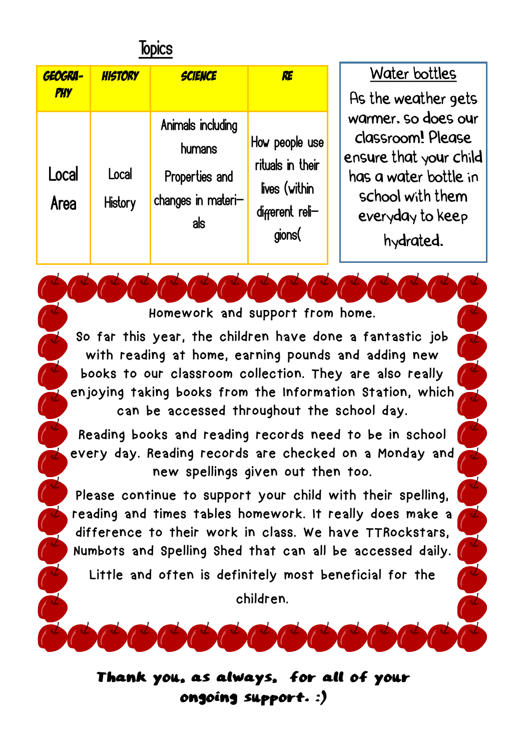## Topics

| GEOGRAPHY | HISTORY | SCIENCE | RE |
|---|---|---|---|
| Local Area | Local History | Animals including humans<br>Properties and changes in materials | How people use rituals in their lives (within different religions( |

### Water bottles

As the weather gets warmer, so does our classroom! Please ensure that your child has a water bottle in school with them everyday to keep hydrated.

### Homework and support from home.

So far this year, the children have done a fantastic job with reading at home, earning pounds and adding new books to our classroom collection. They are also really enjoying taking books from the Information Station, which can be accessed throughout the school day.

Reading books and reading records need to be in school every day. Reading records are checked on a Monday and new spellings given out then too.

Please continue to support your child with their spelling, reading and times tables homework. It really does make a difference to their work in class. We have TTRockstars, Numbots and Spelling Shed that can all be accessed daily.

Little and often is definitely most beneficial for the children.

**Thank you, as always, for all of your ongoing support. :)**